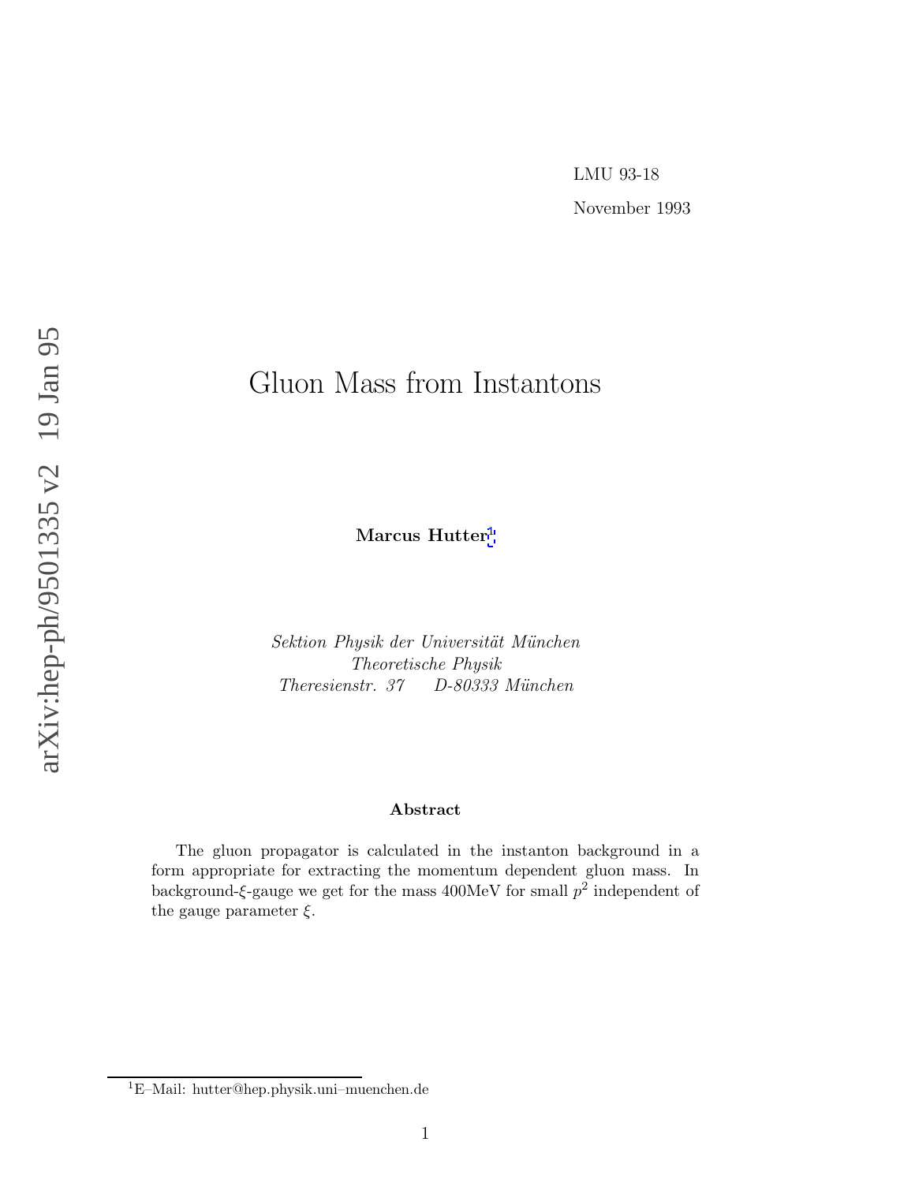LMU 93-18

November 1993

arXiv:hep-ph/9501335 v2 19 Jan 95

# Gluon Mass from Instantons

**Marcus Hutter**[1]

*Sektion Physik der Universität München*
*Theoretische Physik*
*Theresienstr. 37 D-80333 München*

### Abstract

The gluon propagator is calculated in the instanton background in a form appropriate for extracting the momentum dependent gluon mass. In background-$\xi$-gauge we get for the mass 400MeV for small $p^2$ independent of the gauge parameter $\xi$.

[1] E–Mail: hutter@hep.physik.uni–muenchen.de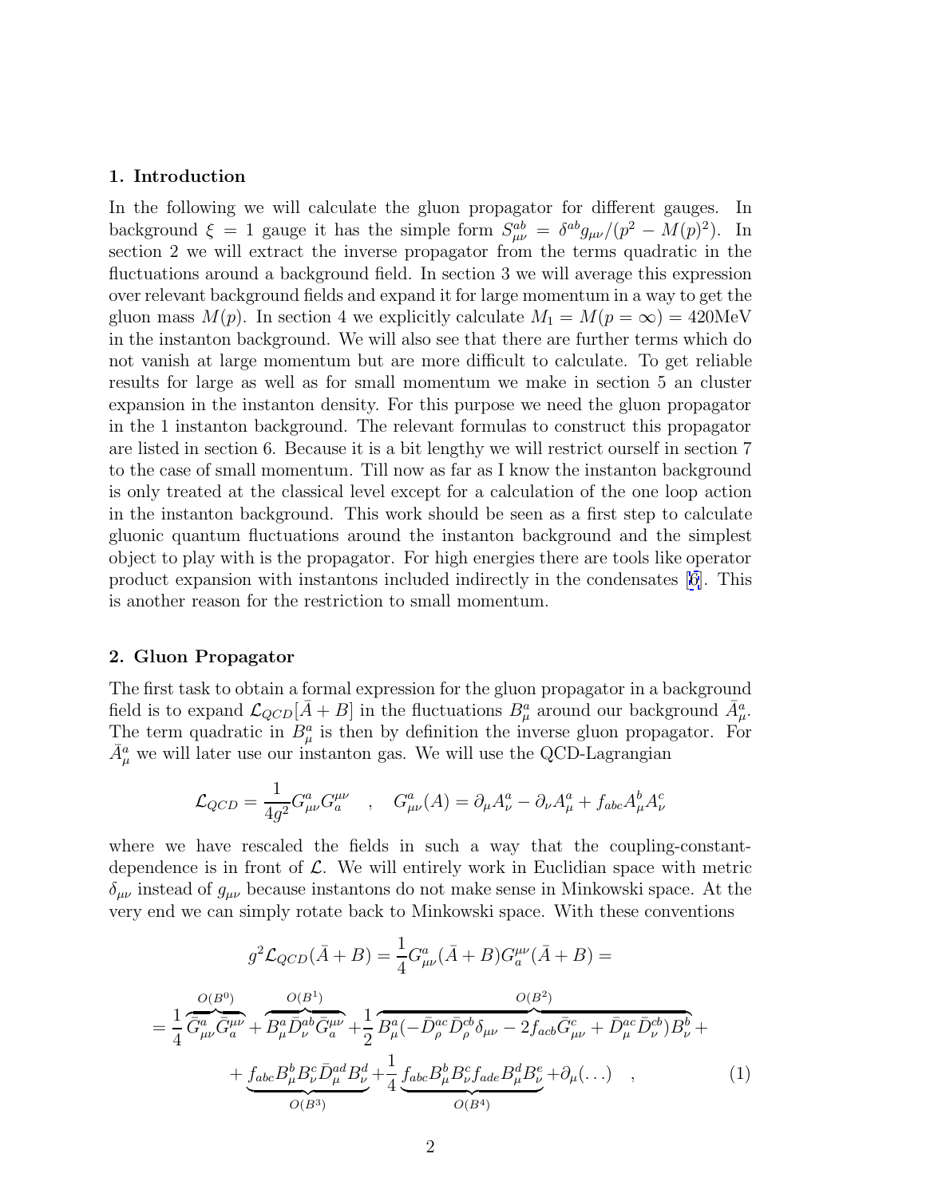## 1. Introduction

In the following we will calculate the gluon propagator for different gauges. In background $\xi = 1$ gauge it has the simple form $S^{ab}_{\mu\nu} = \delta^{ab} g_{\mu\nu}/(p^2 - M(p)^2)$. In section 2 we will extract the inverse propagator from the terms quadratic in the fluctuations around a background field. In section 3 we will average this expression over relevant background fields and expand it for large momentum in a way to get the gluon mass $M(p)$. In section 4 we explicitly calculate $M_1 = M(p = \infty) = 420\text{MeV}$ in the instanton background. We will also see that there are further terms which do not vanish at large momentum but are more difficult to calculate. To get reliable results for large as well as for small momentum we make in section 5 an cluster expansion in the instanton density. For this purpose we need the gluon propagator in the 1 instanton background. The relevant formulas to construct this propagator are listed in section 6. Because it is a bit lengthy we will restrict ourself in section 7 to the case of small momentum. Till now as far as I know the instanton background is only treated at the classical level except for a calculation of the one loop action in the instanton background. This work should be seen as a first step to calculate gluonic quantum fluctuations around the instanton background and the simplest object to play with is the propagator. For high energies there are tools like operator product expansion with instantons included indirectly in the condensates [6]. This is another reason for the restriction to small momentum.

## 2. Gluon Propagator

The first task to obtain a formal expression for the gluon propagator in a background field is to expand $\mathcal{L}_{QCD}[\bar{A} + B]$ in the fluctuations $B^a_\mu$ around our background $\bar{A}^a_\mu$. The term quadratic in $B^a_\mu$ is then by definition the inverse gluon propagator. For $\bar{A}^a_\mu$ we will later use our instanton gas. We will use the QCD-Lagrangian

$$\mathcal{L}_{QCD} = \frac{1}{4g^2} G^a_{\mu\nu} G^{\mu\nu}_a \quad , \quad G^a_{\mu\nu}(A) = \partial_\mu A^a_\nu - \partial_\nu A^a_\mu + f_{abc} A^b_\mu A^c_\nu$$

where we have rescaled the fields in such a way that the coupling-constant-dependence is in front of $\mathcal{L}$. We will entirely work in Euclidian space with metric $\delta_{\mu\nu}$ instead of $g_{\mu\nu}$ because instantons do not make sense in Minkowski space. At the very end we can simply rotate back to Minkowski space. With these conventions

$$g^2 \mathcal{L}_{QCD}(\bar{A} + B) = \frac{1}{4} G^a_{\mu\nu}(\bar{A} + B) G^{\mu\nu}_a(\bar{A} + B) =$$

$$= \frac{1}{4} \overbrace{\bar{G}^a_{\mu\nu} \bar{G}^{\mu\nu}_a}^{O(B^0)} + \overbrace{B^a_\mu \bar{D}^{ab}_\nu \bar{G}^{\mu\nu}_a}^{O(B^1)} + \frac{1}{2} \overbrace{B^a_\mu (-\bar{D}^{ac}_\rho \bar{D}^{cb}_\rho \delta_{\mu\nu} - 2 f_{acb} \bar{G}^c_{\mu\nu} + \bar{D}^{ac}_\mu \bar{D}^{cb}_\nu) B^b_\nu}^{O(B^2)} +$$

$$+ \underbrace{f_{abc} B^b_\mu B^c_\nu \bar{D}^{ad}_\mu B^d_\nu}_{O(B^3)} + \frac{1}{4} \underbrace{f_{abc} B^b_\mu B^c_\nu f_{ade} B^d_\mu B^e_\nu}_{O(B^4)} + \partial_\mu(\ldots) \quad , \tag{1}$$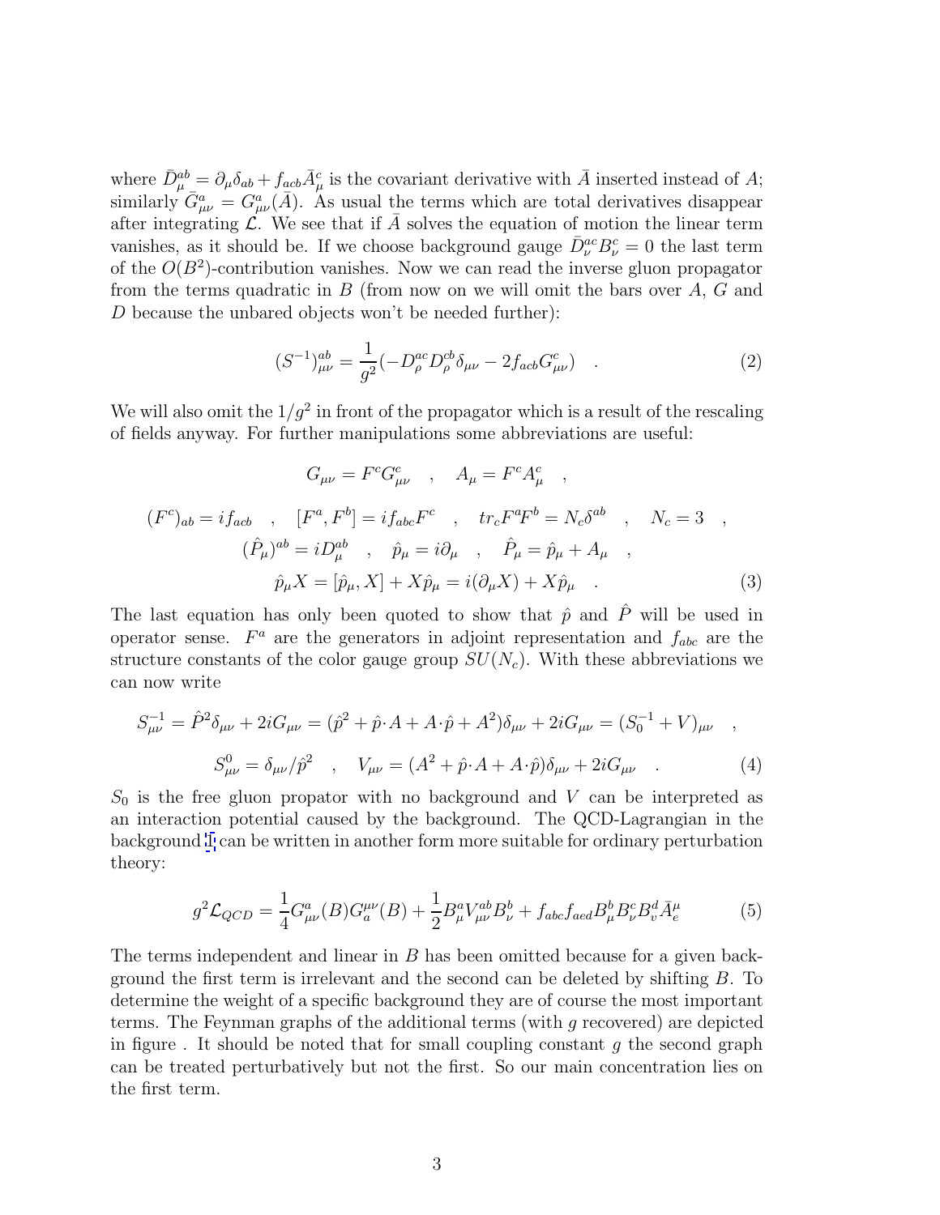where $\bar{D}^{ab}_\mu = \partial_\mu \delta_{ab} + f_{acb}\bar{A}^c_\mu$ is the covariant derivative with $\bar{A}$ inserted instead of $A$; similarly $\bar{G}^a_{\mu\nu} = G^a_{\mu\nu}(\bar{A})$. As usual the terms which are total derivatives disappear after integrating $\mathcal{L}$. We see that if $\bar{A}$ solves the equation of motion the linear term vanishes, as it should be. If we choose background gauge $\bar{D}^{ac}_\nu B^c_\nu = 0$ the last term of the $O(B^2)$-contribution vanishes. Now we can read the inverse gluon propagator from the terms quadratic in $B$ (from now on we will omit the bars over $A$, $G$ and $D$ because the unbared objects won't be needed further):

$$(S^{-1})^{ab}_{\mu\nu} = \frac{1}{g^2}(-D^{ac}_\rho D^{cb}_\rho \delta_{\mu\nu} - 2f_{acb}G^c_{\mu\nu}) \quad . \tag{2}$$

We will also omit the $1/g^2$ in front of the propagator which is a result of the rescaling of fields anyway. For further manipulations some abbreviations are useful:

$$G_{\mu\nu} = F^c G^c_{\mu\nu} \quad , \quad A_\mu = F^c A^c_\mu \quad ,$$

$$(F^c)_{ab} = if_{acb} \quad , \quad [F^a, F^b] = if_{abc}F^c \quad , \quad tr_c F^a F^b = N_c \delta^{ab} \quad , \quad N_c = 3 \quad ,$$

$$(\hat{P}_\mu)^{ab} = iD^{ab}_\mu \quad , \quad \hat{p}_\mu = i\partial_\mu \quad , \quad \hat{P}_\mu = \hat{p}_\mu + A_\mu \quad ,$$

$$\hat{p}_\mu X = [\hat{p}_\mu, X] + X\hat{p}_\mu = i(\partial_\mu X) + X\hat{p}_\mu \quad . \tag{3}$$

The last equation has only been quoted to show that $\hat{p}$ and $\hat{P}$ will be used in operator sense. $F^a$ are the generators in adjoint representation and $f_{abc}$ are the structure constants of the color gauge group $SU(N_c)$. With these abbreviations we can now write

$$S^{-1}_{\mu\nu} = \hat{P}^2\delta_{\mu\nu} + 2iG_{\mu\nu} = (\hat{p}^2 + \hat{p}\cdot A + A\cdot\hat{p} + A^2)\delta_{\mu\nu} + 2iG_{\mu\nu} = (S_0^{-1} + V)_{\mu\nu} \quad ,$$

$$S^0_{\mu\nu} = \delta_{\mu\nu}/\hat{p}^2 \quad , \quad V_{\mu\nu} = (A^2 + \hat{p}\cdot A + A\cdot\hat{p})\delta_{\mu\nu} + 2iG_{\mu\nu} \quad . \tag{4}$$

$S_0$ is the free gluon propator with no background and $V$ can be interpreted as an interaction potential caused by the background. The QCD-Lagrangian in the background 1 can be written in another form more suitable for ordinary perturbation theory:

$$g^2\mathcal{L}_{QCD} = \frac{1}{4}G^a_{\mu\nu}(B)G^{\mu\nu}_a(B) + \frac{1}{2}B^a_\mu V^{ab}_{\mu\nu}B^b_\nu + f_{abc}f_{aed}B^b_\mu B^c_\nu B^d_v \bar{A}^\mu_e \tag{5}$$

The terms independent and linear in $B$ has been omitted because for a given background the first term is irrelevant and the second can be deleted by shifting $B$. To determine the weight of a specific background they are of course the most important terms. The Feynman graphs of the additional terms (with $g$ recovered) are depicted in figure . It should be noted that for small coupling constant $g$ the second graph can be treated perturbatively but not the first. So our main concentration lies on the first term.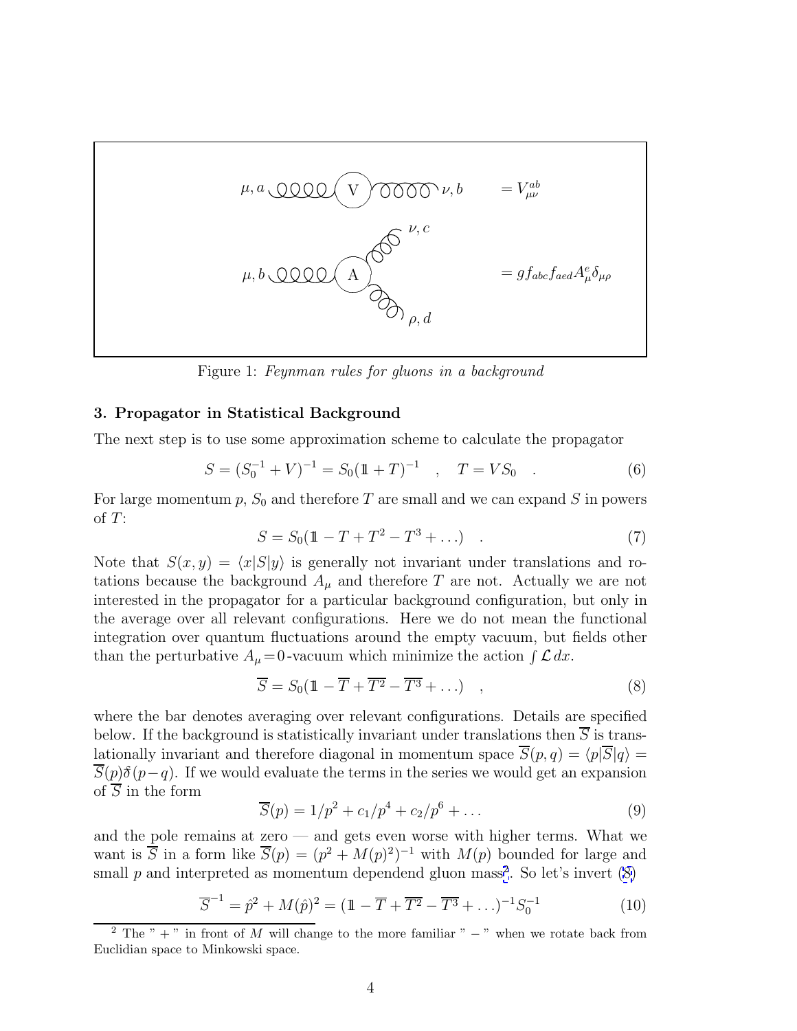$\mu, a$ V $\nu, b$ $= V^{ab}_{\mu\nu}$

$\nu, c$

$\mu, b$ A $= g f_{abc} f_{aed} A^e_\mu \delta_{\mu\rho}$

$\rho, d$

Figure 1: *Feynman rules for gluons in a background*

### 3. Propagator in Statistical Background

The next step is to use some approximation scheme to calculate the propagator

$$S = (S_0^{-1} + V)^{-1} = S_0(1\!\!1 + T)^{-1} \quad , \quad T = VS_0 \quad . \tag{6}$$

For large momentum $p$, $S_0$ and therefore $T$ are small and we can expand $S$ in powers of $T$:

$$S = S_0(1\!\!1 - T + T^2 - T^3 + \ldots) \quad . \tag{7}$$

Note that $S(x,y) = \langle x|S|y\rangle$ is generally not invariant under translations and rotations because the background $A_\mu$ and therefore $T$ are not. Actually we are not interested in the propagator for a particular background configuration, but only in the average over all relevant configurations. Here we do not mean the functional integration over quantum fluctuations around the empty vacuum, but fields other than the perturbative $A_\mu\!=\!0$-vacuum which minimize the action $\int \mathcal{L}\, dx$.

$$\overline{S} = S_0(1\!\!1 - \overline{T} + \overline{T^2} - \overline{T^3} + \ldots) \quad , \tag{8}$$

where the bar denotes averaging over relevant configurations. Details are specified below. If the background is statistically invariant under translations then $\overline{S}$ is translationally invariant and therefore diagonal in momentum space $\overline{S}(p,q) = \langle p|\overline{S}|q\rangle = \overline{S}(p)\bar{\delta}(p-q)$. If we would evaluate the terms in the series we would get an expansion of $\overline{S}$ in the form

$$\overline{S}(p) = 1/p^2 + c_1/p^4 + c_2/p^6 + \ldots \tag{9}$$

and the pole remains at zero — and gets even worse with higher terms. What we want is $\overline{S}$ in a form like $\overline{S}(p) = (p^2 + M(p)^2)^{-1}$ with $M(p)$ bounded for large and small $p$ and interpreted as momentum dependend gluon mass[2]. So let's invert (8)

$$\overline{S}^{-1} = \hat{p}^2 + M(\hat{p})^2 = (1\!\!1 - \overline{T} + \overline{T^2} - \overline{T^3} + \ldots)^{-1} S_0^{-1} \tag{10}$$

[2] The " + " in front of $M$ will change to the more familiar " − " when we rotate back from Euclidian space to Minkowski space.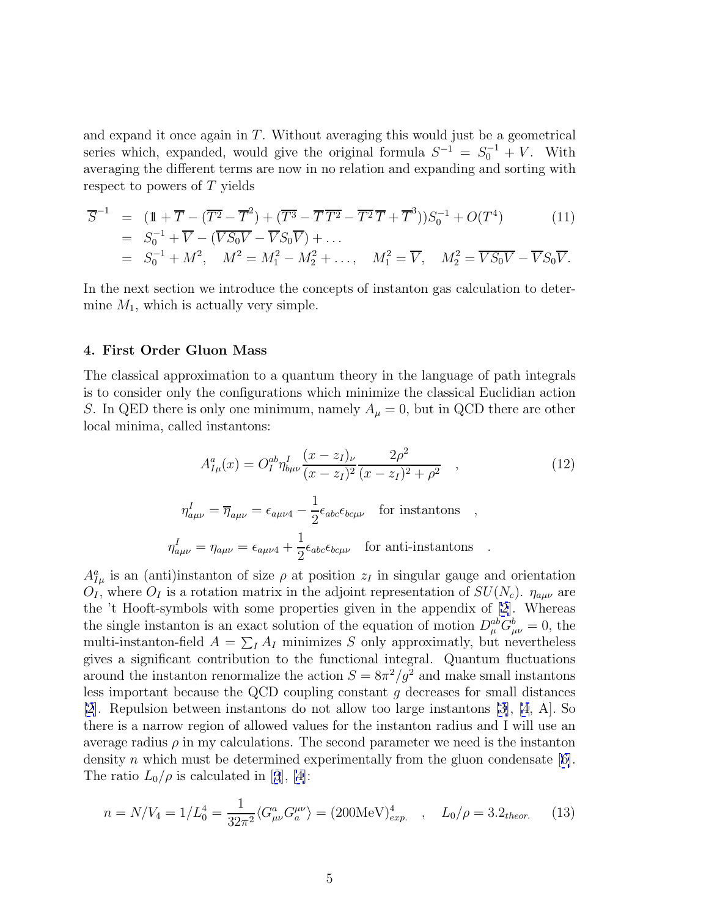and expand it once again in $T$. Without averaging this would just be a geometrical series which, expanded, would give the original formula $S^{-1} = S_0^{-1} + V$. With averaging the different terms are now in no relation and expanding and sorting with respect to powers of $T$ yields

$$
\begin{aligned}
\overline{S}^{-1} &= (1\!\!1 + \overline{T} - (\overline{T^2} - \overline{T}^2) + (\overline{T^3} - \overline{T}\,\overline{T^2} - \overline{T^2}\,\overline{T} + \overline{T}^3))S_0^{-1} + O(T^4) \qquad (11)\\
&= S_0^{-1} + \overline{V} - (\overline{VS_0V} - \overline{V}S_0\overline{V}) + \ldots \\
&= S_0^{-1} + M^2, \quad M^2 = M_1^2 - M_2^2 + \ldots, \quad M_1^2 = \overline{V}, \quad M_2^2 = \overline{VS_0V} - \overline{V}S_0\overline{V}.
\end{aligned}
$$

In the next section we introduce the concepts of instanton gas calculation to determine $M_1$, which is actually very simple.

### 4. First Order Gluon Mass

The classical approximation to a quantum theory in the language of path integrals is to consider only the configurations which minimize the classical Euclidian action $S$. In QED there is only one minimum, namely $A_\mu = 0$, but in QCD there are other local minima, called instantons:

$$
A^a_{I\mu}(x) = O_I^{ab}\eta^I_{b\mu\nu}\frac{(x-z_I)_\nu}{(x-z_I)^2}\frac{2\rho^2}{(x-z_I)^2+\rho^2} \quad , \qquad (12)
$$

$$
\eta^I_{a\mu\nu} = \overline{\eta}_{a\mu\nu} = \epsilon_{a\mu\nu 4} - \frac{1}{2}\epsilon_{abc}\epsilon_{bc\mu\nu} \quad \text{for instantons} \quad ,
$$

$$
\eta^I_{a\mu\nu} = \eta_{a\mu\nu} = \epsilon_{a\mu\nu 4} + \frac{1}{2}\epsilon_{abc}\epsilon_{bc\mu\nu} \quad \text{for anti-instantons} \quad .
$$

$A^a_{I\mu}$ is an (anti)instanton of size $\rho$ at position $z_I$ in singular gauge and orientation $O_I$, where $O_I$ is a rotation matrix in the adjoint representation of $SU(N_c)$. $\eta_{a\mu\nu}$ are the 't Hooft-symbols with some properties given in the appendix of [2]. Whereas the single instanton is an exact solution of the equation of motion $D^{ab}_\mu G^b_{\mu\nu} = 0$, the multi-instanton-field $A = \sum_I A_I$ minimizes $S$ only approximatly, but nevertheless gives a significant contribution to the functional integral. Quantum fluctuations around the instanton renormalize the action $S = 8\pi^2/g^2$ and make small instantons less important because the QCD coupling constant $g$ decreases for small distances [2]. Repulsion between instantons do not allow too large instantons [3], [4, A]. So there is a narrow region of allowed values for the instanton radius and I will use an average radius $\rho$ in my calculations. The second parameter we need is the instanton density $n$ which must be determined experimentally from the gluon condensate [6]. The ratio $L_0/\rho$ is calculated in [3], [4]:

$$
n = N/V_4 = 1/L_0^4 = \frac{1}{32\pi^2}\langle G^a_{\mu\nu}G^{\mu\nu}_a\rangle = (200\text{MeV})^4_{exp.} \quad , \quad L_0/\rho = 3.2_{theor.} \qquad (13)
$$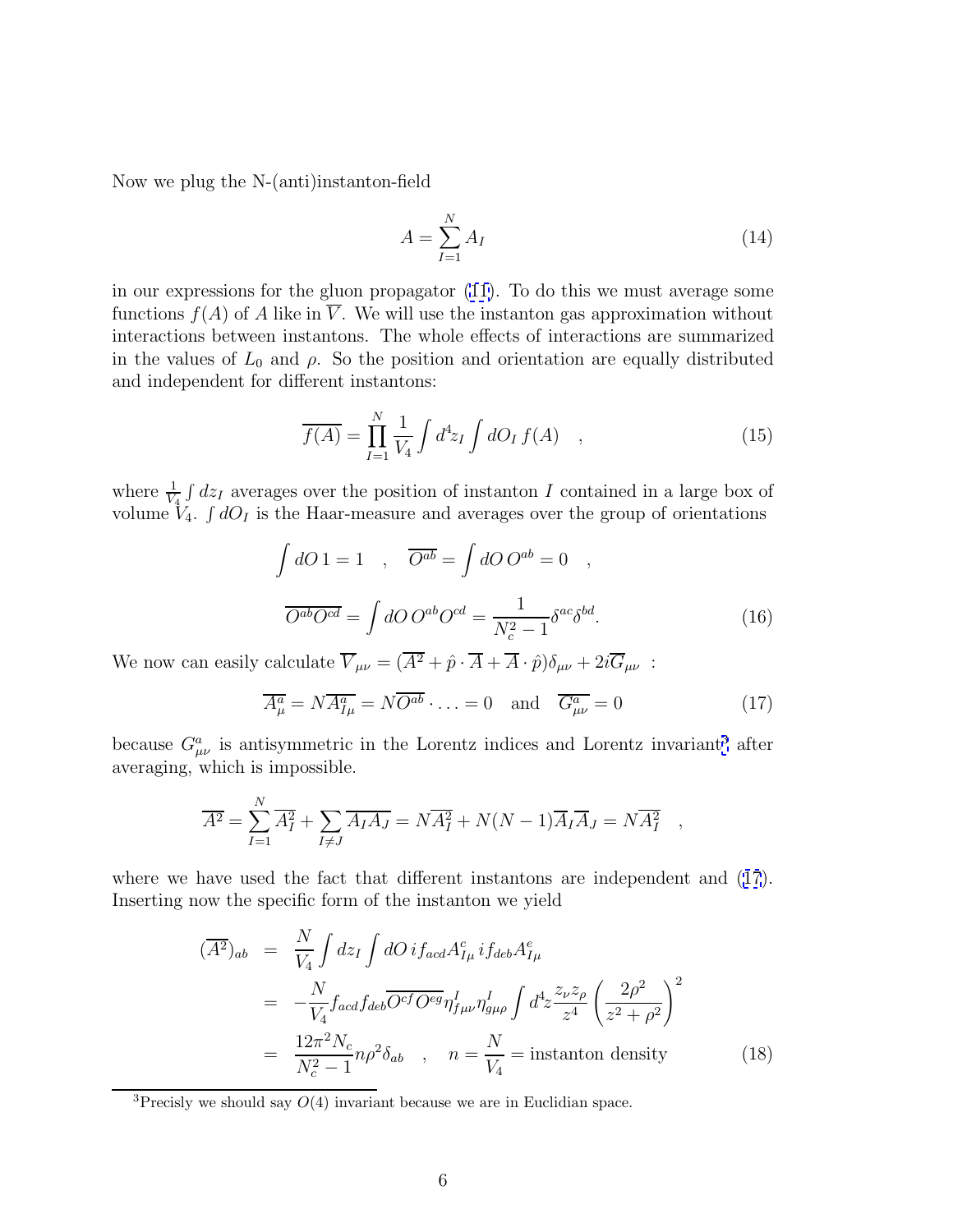Now we plug the N-(anti)instanton-field

$$A = \sum_{I=1}^{N} A_I \tag{14}$$

in our expressions for the gluon propagator (11). To do this we must average some functions $f(A)$ of $A$ like in $\overline{V}$. We will use the instanton gas approximation without interactions between instantons. The whole effects of interactions are summarized in the values of $L_0$ and $\rho$. So the position and orientation are equally distributed and independent for different instantons:

$$\overline{f(A)} = \prod_{I=1}^{N} \frac{1}{V_4} \int d^4 z_I \int dO_I \, f(A) \quad , \tag{15}$$

where $\frac{1}{V_4}\int dz_I$ averages over the position of instanton $I$ contained in a large box of volume $V_4$. $\int dO_I$ is the Haar-measure and averages over the group of orientations

$$\int dO \, 1 = 1 \quad , \quad \overline{O^{ab}} = \int dO \, O^{ab} = 0 \quad ,$$

$$\overline{O^{ab} O^{cd}} = \int dO \, O^{ab} O^{cd} = \frac{1}{N_c^2 - 1} \delta^{ac} \delta^{bd}. \tag{16}$$

We now can easily calculate $\overline{V}_{\mu\nu} = (\overline{A^2} + \hat{p} \cdot \overline{A} + \overline{A} \cdot \hat{p}) \delta_{\mu\nu} + 2i \overline{G}_{\mu\nu}$ :

$$\overline{A^a_\mu} = N \overline{A^a_{I\mu}} = N \overline{O^{ab}} \cdot \ldots = 0 \quad \text{and} \quad \overline{G^a_{\mu\nu}} = 0 \tag{17}$$

because $G^a_{\mu\nu}$ is antisymmetric in the Lorentz indices and Lorentz invariant[3] after averaging, which is impossible.

$$\overline{A^2} = \sum_{I=1}^{N} \overline{A_I^2} + \sum_{I \neq J} \overline{A_I A_J} = N \overline{A_I^2} + N(N-1) \overline{A}_I \overline{A}_J = N \overline{A_I^2} \quad ,$$

where we have used the fact that different instantons are independent and (17). Inserting now the specific form of the instanton we yield

$$\begin{aligned}
(\overline{A^2})_{ab} &= \frac{N}{V_4} \int dz_I \int dO \, i f_{acd} A^c_{I\mu} \, i f_{deb} A^e_{I\mu} \\
&= -\frac{N}{V_4} f_{acd} f_{deb} \overline{O^{cf} O^{eg}} \eta^I_{f\mu\nu} \eta^I_{g\mu\rho} \int d^4 z \frac{z_\nu z_\rho}{z^4} \left( \frac{2\rho^2}{z^2 + \rho^2} \right)^2 \\
&= \frac{12\pi^2 N_c}{N_c^2 - 1} n \rho^2 \delta_{ab} \quad , \quad n = \frac{N}{V_4} = \text{instanton density}
\end{aligned} \tag{18}$$

---

[3] Precisly we should say $O(4)$ invariant because we are in Euclidian space.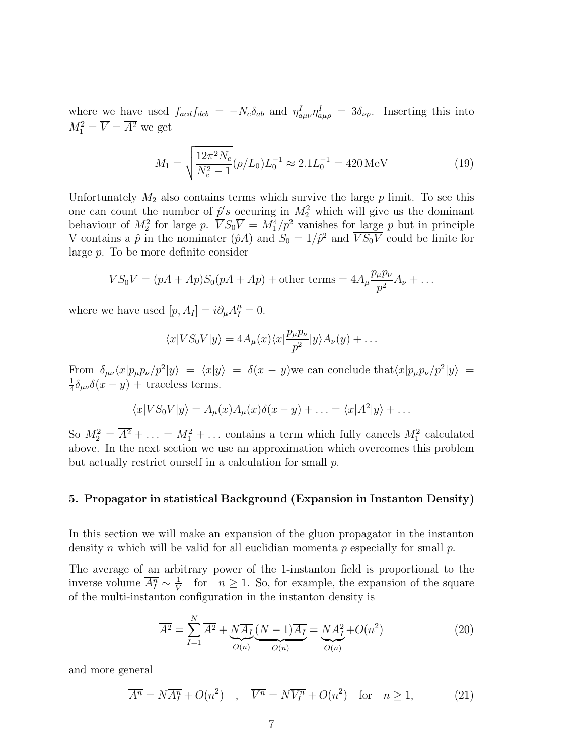where we have used $f_{acd}f_{dcb} = -N_c\delta_{ab}$ and $\eta^I_{a\mu\nu}\eta^I_{a\mu\rho} = 3\delta_{\nu\rho}$. Inserting this into $M_1^2 = \overline{V} = \overline{A^2}$ we get

$$M_1 = \sqrt{\frac{12\pi^2 N_c}{N_c^2 - 1}}(\rho/L_0)L_0^{-1} \approx 2.1 L_0^{-1} = 420\,\text{MeV} \tag{19}$$

Unfortunately $M_2$ also contains terms which survive the large $p$ limit. To see this one can count the number of $\hat{p}'s$ occuring in $M_2^2$ which will give us the dominant behaviour of $M_2^2$ for large $p$. $\overline{V}S_0\overline{V} = M_1^4/p^2$ vanishes for large $p$ but in principle V contains a $\hat{p}$ in the nominater $(\hat{p}A)$ and $S_0 = 1/\hat{p}^2$ and $\overline{VS_0V}$ could be finite for large $p$. To be more definite consider

$$VS_0V = (pA + Ap)S_0(pA + Ap) + \text{other terms} = 4A_\mu \frac{p_\mu p_\nu}{p^2} A_\nu + \ldots$$

where we have used $[p, A_I] = i\partial_\mu A_I^\mu = 0$.

$$\langle x|VS_0V|y\rangle = 4A_\mu(x)\langle x|\frac{p_\mu p_\nu}{p^2}|y\rangle A_\nu(y) + \ldots$$

From $\delta_{\mu\nu}\langle x|p_\mu p_\nu/p^2|y\rangle = \langle x|y\rangle = \delta(x-y)$we can conclude that$\langle x|p_\mu p_\nu/p^2|y\rangle = \frac{1}{4}\delta_{\mu\nu}\delta(x-y)$ + traceless terms.

$$\langle x|VS_0V|y\rangle = A_\mu(x)A_\mu(x)\delta(x-y) + \ldots = \langle x|A^2|y\rangle + \ldots$$

So $M_2^2 = \overline{A^2} + \ldots = M_1^2 + \ldots$ contains a term which fully cancels $M_1^2$ calculated above. In the next section we use an approximation which overcomes this problem but actually restrict ourself in a calculation for small $p$.

## 5. Propagator in statistical Background (Expansion in Instanton Density)

In this section we will make an expansion of the gluon propagator in the instanton density $n$ which will be valid for all euclidian momenta $p$ especially for small $p$.

The average of an arbitrary power of the 1-instanton field is proportional to the inverse volume $\overline{A_I^n} \sim \frac{1}{V}$ for $n \geq 1$. So, for example, the expansion of the square of the multi-instanton configuration in the instanton density is

$$\overline{A^2} = \sum_{I=1}^{N}\overline{A^2} + \underbrace{N\overline{A_I}}_{O(n)}\underbrace{(N-1)\overline{A_I}}_{O(n)} = \underbrace{N\overline{A_I^2}}_{O(n)} + O(n^2) \tag{20}$$

and more general

$$\overline{A^n} = N\overline{A_I^n} + O(n^2) \quad , \quad \overline{V^n} = N\overline{V_I^n} + O(n^2) \quad \text{for} \quad n \geq 1, \tag{21}$$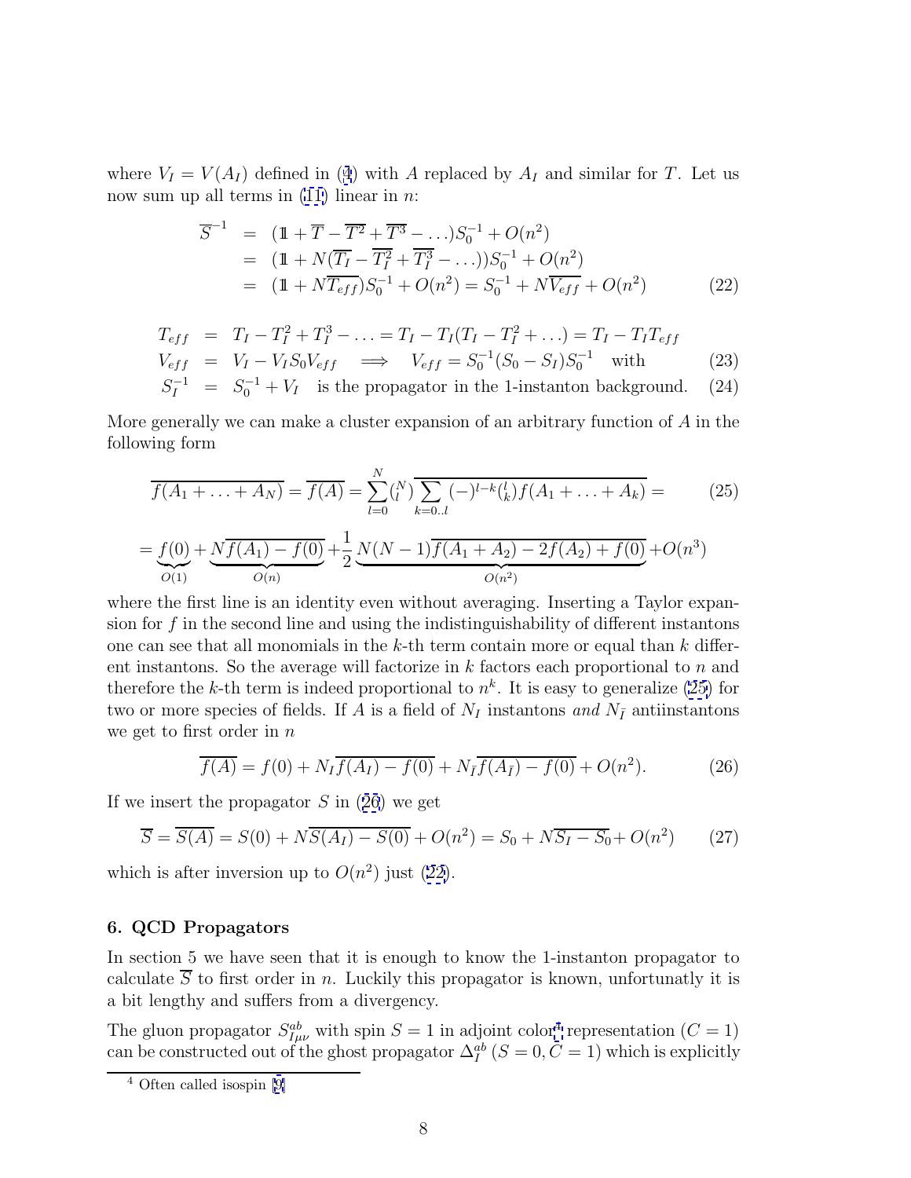where $V_I = V(A_I)$ defined in (4) with $A$ replaced by $A_I$ and similar for $T$. Let us now sum up all terms in (11) linear in $n$:

$$
\begin{aligned}
\overline{S}^{-1} &= (\mathbb{1} + \overline{T} - \overline{T^2} + \overline{T^3} - \ldots)S_0^{-1} + O(n^2) \\
&= (\mathbb{1} + N(\overline{T_I} - \overline{T_I^2} + \overline{T_I^3} - \ldots))S_0^{-1} + O(n^2) \\
&= (\mathbb{1} + N\overline{T_{eff}})S_0^{-1} + O(n^2) = S_0^{-1} + N\overline{V_{eff}} + O(n^2) \qquad (22)
\end{aligned}
$$

$$
\begin{aligned}
T_{eff} &= T_I - T_I^2 + T_I^3 - \ldots = T_I - T_I(T_I - T_I^2 + \ldots) = T_I - T_I T_{eff} \\
V_{eff} &= V_I - V_I S_0 V_{eff} \quad \Longrightarrow \quad V_{eff} = S_0^{-1}(S_0 - S_I)S_0^{-1} \quad \text{with} \qquad (23) \\
S_I^{-1} &= S_0^{-1} + V_I \quad \text{is the propagator in the 1-instanton background.} \qquad (24)
\end{aligned}
$$

More generally we can make a cluster expansion of an arbitrary function of $A$ in the following form

$$
\overline{f(A_1 + \ldots + A_N)} = \overline{f(A)} = \sum_{l=0}^{N} \binom{N}{l} \overline{\sum_{k=0..l} (-)^{l-k} \binom{l}{k} f(A_1 + \ldots + A_k)} = \qquad (25)
$$

$$
= \underbrace{f(0)}_{O(1)} + \underbrace{N\overline{f(A_1) - f(0)}}_{O(n)} + \frac{1}{2}\underbrace{N(N-1)\overline{f(A_1 + A_2) - 2f(A_2) + f(0)}}_{O(n^2)} + O(n^3)
$$

where the first line is an identity even without averaging. Inserting a Taylor expansion for $f$ in the second line and using the indistinguishability of different instantons one can see that all monomials in the $k$-th term contain more or equal than $k$ different instantons. So the average will factorize in $k$ factors each proportional to $n$ and therefore the $k$-th term is indeed proportional to $n^k$. It is easy to generalize (25) for two or more species of fields. If $A$ is a field of $N_I$ instantons *and* $N_{\bar{I}}$ antiinstantons we get to first order in $n$

$$
\overline{f(A)} = f(0) + N_I\overline{f(A_I) - f(0)} + N_{\bar{I}}\overline{f(A_{\bar{I}}) - f(0)} + O(n^2). \qquad (26)
$$

If we insert the propagator $S$ in (26) we get

$$
\overline{S} = \overline{S(A)} = S(0) + N\overline{S(A_I) - S(0)} + O(n^2) = S_0 + N\overline{S_I - S_0} + O(n^2) \qquad (27)
$$

which is after inversion up to $O(n^2)$ just (22).

## 6. QCD Propagators

In section 5 we have seen that it is enough to know the 1-instanton propagator to calculate $\overline{S}$ to first order in $n$. Luckily this propagator is known, unfortunatly it is a bit lengthy and suffers from a divergency.

The gluon propagator $S^{ab}_{I\mu\nu}$ with spin $S = 1$ in adjoint color[4] representation ($C = 1$) can be constructed out of the ghost propagator $\Delta^{ab}_I$ ($S = 0, C = 1$) which is explicitly

[4] Often called isospin [9]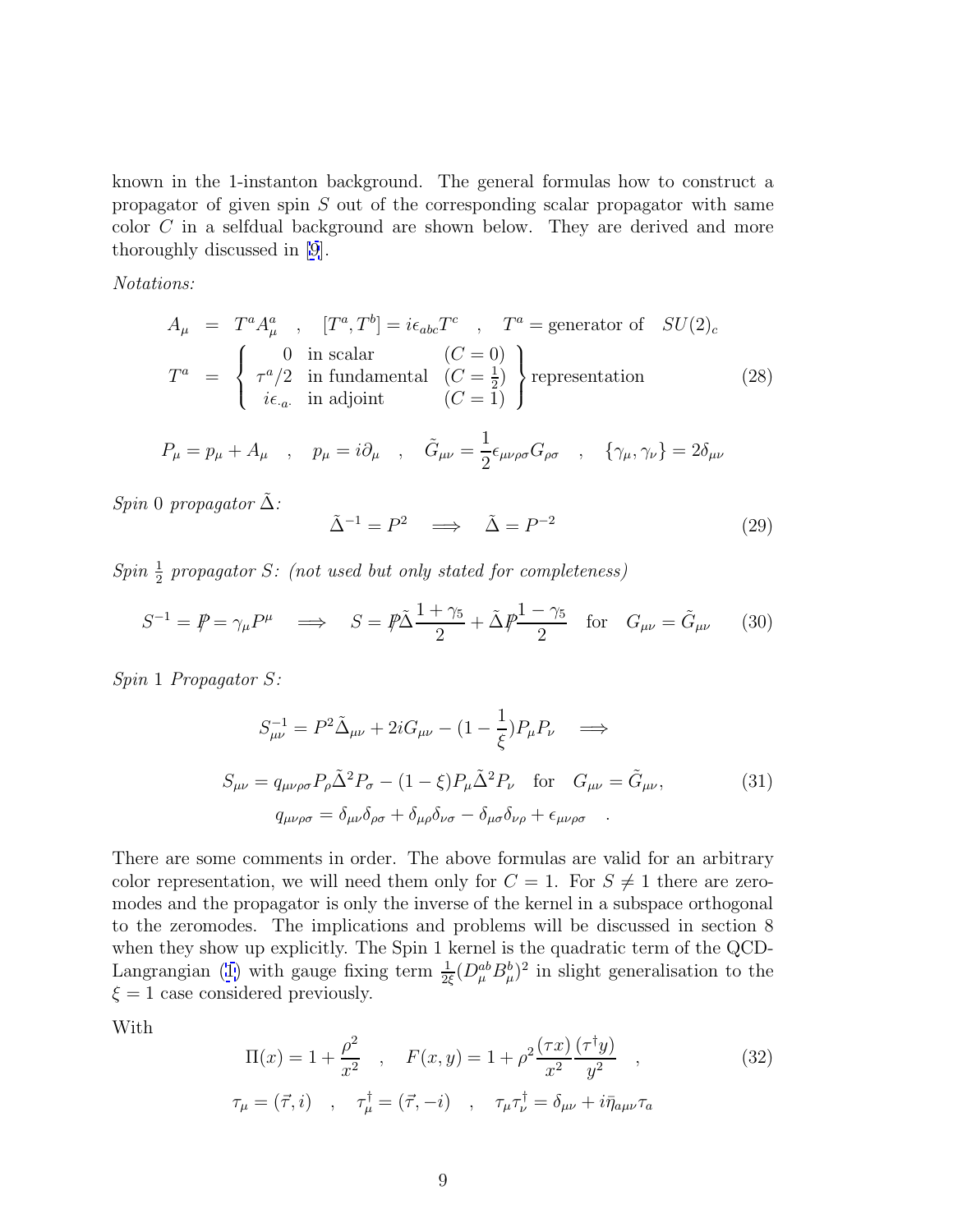known in the 1-instanton background. The general formulas how to construct a propagator of given spin $S$ out of the corresponding scalar propagator with same color $C$ in a selfdual background are shown below. They are derived and more thoroughly discussed in [9].

*Notations:*

$$
\begin{aligned}
A_\mu &= T^a A_\mu^a \quad , \quad [T^a, T^b] = i\epsilon_{abc} T^c \quad , \quad T^a = \text{generator of} \quad SU(2)_c \\
T^a &= \left\{ \begin{array}{cll} 0 & \text{in scalar} & (C=0) \\ \tau^a/2 & \text{in fundamental} & (C=\frac{1}{2}) \\ i\epsilon_{\cdot a \cdot} & \text{in adjoint} & (C=1) \end{array} \right\} \text{representation}
\end{aligned} \tag{28}
$$

$$
P_\mu = p_\mu + A_\mu \quad , \quad p_\mu = i\partial_\mu \quad , \quad \tilde{G}_{\mu\nu} = \frac{1}{2}\epsilon_{\mu\nu\rho\sigma} G_{\rho\sigma} \quad , \quad \{\gamma_\mu, \gamma_\nu\} = 2\delta_{\mu\nu}
$$

*Spin 0 propagator $\tilde{\Delta}$:*

$$
\tilde{\Delta}^{-1} = P^2 \quad \Longrightarrow \quad \tilde{\Delta} = P^{-2} \tag{29}
$$

*Spin $\frac{1}{2}$ propagator $S$: (not used but only stated for completeness)*

$$
S^{-1} = \not{P} = \gamma_\mu P^\mu \quad \Longrightarrow \quad S = \not{P}\tilde{\Delta}\frac{1+\gamma_5}{2} + \tilde{\Delta}\not{P}\frac{1-\gamma_5}{2} \quad \text{for} \quad G_{\mu\nu} = \tilde{G}_{\mu\nu} \tag{30}
$$

*Spin 1 Propagator $S$:*

$$
\begin{aligned}
S_{\mu\nu}^{-1} &= P^2 \tilde{\Delta}_{\mu\nu} + 2iG_{\mu\nu} - (1 - \frac{1}{\xi}) P_\mu P_\nu \quad \Longrightarrow \\
S_{\mu\nu} &= q_{\mu\nu\rho\sigma} P_\rho \tilde{\Delta}^2 P_\sigma - (1-\xi) P_\mu \tilde{\Delta}^2 P_\nu \quad \text{for} \quad G_{\mu\nu} = \tilde{G}_{\mu\nu}, \\
& \quad q_{\mu\nu\rho\sigma} = \delta_{\mu\nu}\delta_{\rho\sigma} + \delta_{\mu\rho}\delta_{\nu\sigma} - \delta_{\mu\sigma}\delta_{\nu\rho} + \epsilon_{\mu\nu\rho\sigma} \quad .
\end{aligned} \tag{31}
$$

There are some comments in order. The above formulas are valid for an arbitrary color representation, we will need them only for $C = 1$. For $S \neq 1$ there are zeromodes and the propagator is only the inverse of the kernel in a subspace orthogonal to the zeromodes. The implications and problems will be discussed in section 8 when they show up explicitly. The Spin 1 kernel is the quadratic term of the QCD-Langrangian (1) with gauge fixing term $\frac{1}{2\xi}(D_\mu^{ab} B_\mu^b)^2$ in slight generalisation to the $\xi = 1$ case considered previously.

With

$$
\begin{aligned}
\Pi(x) = 1 + \frac{\rho^2}{x^2} \quad , \quad F(x,y) = 1 + \rho^2 \frac{(\tau x)}{x^2}\frac{(\tau^\dagger y)}{y^2} \quad , \\
\tau_\mu = (\vec{\tau}, i) \quad , \quad \tau_\mu^\dagger = (\vec{\tau}, -i) \quad , \quad \tau_\mu \tau_\nu^\dagger = \delta_{\mu\nu} + i\bar{\eta}_{a\mu\nu}\tau_a
\end{aligned} \tag{32}
$$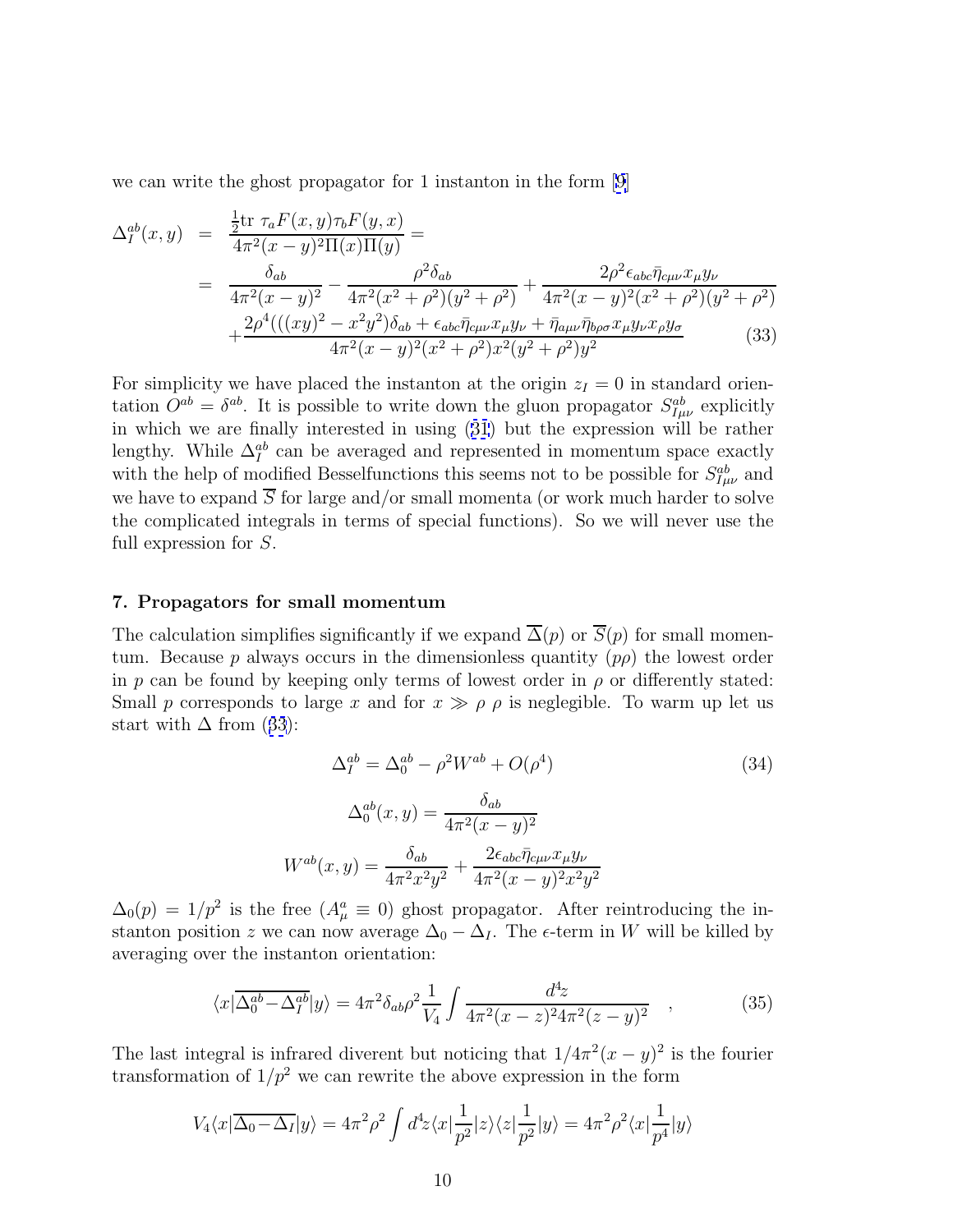we can write the ghost propagator for 1 instanton in the form [9]

$$
\begin{aligned}
\Delta_I^{ab}(x,y) &= \frac{\frac{1}{2}\mathrm{tr}\ \tau_a F(x,y)\tau_b F(y,x)}{4\pi^2(x-y)^2\Pi(x)\Pi(y)} = \\
&= \frac{\delta_{ab}}{4\pi^2(x-y)^2} - \frac{\rho^2\delta_{ab}}{4\pi^2(x^2+\rho^2)(y^2+\rho^2)} + \frac{2\rho^2\epsilon_{abc}\bar\eta_{c\mu\nu}x_\mu y_\nu}{4\pi^2(x-y)^2(x^2+\rho^2)(y^2+\rho^2)} \\
&+ \frac{2\rho^4(((xy)^2-x^2y^2)\delta_{ab}+\epsilon_{abc}\bar\eta_{c\mu\nu}x_\mu y_\nu + \bar\eta_{a\mu\nu}\bar\eta_{b\rho\sigma}x_\mu y_\nu x_\rho y_\sigma}{4\pi^2(x-y)^2(x^2+\rho^2)x^2(y^2+\rho^2)y^2}
\end{aligned} \tag{33}
$$

For simplicity we have placed the instanton at the origin $z_I = 0$ in standard orientation $O^{ab} = \delta^{ab}$. It is possible to write down the gluon propagator $S^{ab}_{I\mu\nu}$ explicitly in which we are finally interested in using (31) but the expression will be rather lengthy. While $\Delta^{ab}_I$ can be averaged and represented in momentum space exactly with the help of modified Besselfunctions this seems not to be possible for $S^{ab}_{I\mu\nu}$ and we have to expand $\overline{S}$ for large and/or small momenta (or work much harder to solve the complicated integrals in terms of special functions). So we will never use the full expression for $S$.

### 7. Propagators for small momentum

The calculation simplifies significantly if we expand $\overline{\Delta}(p)$ or $\overline{S}(p)$ for small momentum. Because $p$ always occurs in the dimensionless quantity $(p\rho)$ the lowest order in $p$ can be found by keeping only terms of lowest order in $\rho$ or differently stated: Small $p$ corresponds to large $x$ and for $x \gg \rho$ $\rho$ is neglegible. To warm up let us start with $\Delta$ from (33):

$$
\Delta_I^{ab} = \Delta_0^{ab} - \rho^2 W^{ab} + O(\rho^4) \tag{34}
$$

$$
\Delta_0^{ab}(x,y) = \frac{\delta_{ab}}{4\pi^2(x-y)^2}
$$

$$
W^{ab}(x,y) = \frac{\delta_{ab}}{4\pi^2x^2y^2} + \frac{2\epsilon_{abc}\bar\eta_{c\mu\nu}x_\mu y_\nu}{4\pi^2(x-y)^2x^2y^2}
$$

$\Delta_0(p) = 1/p^2$ is the free ($A^a_\mu \equiv 0$) ghost propagator. After reintroducing the instanton position $z$ we can now average $\Delta_0 - \Delta_I$. The $\epsilon$-term in $W$ will be killed by averaging over the instanton orientation:

$$
\langle x|\overline{\Delta_0^{ab}-\Delta_I^{ab}}|y\rangle = 4\pi^2\delta_{ab}\rho^2\frac{1}{V_4}\int\frac{d^4z}{4\pi^2(x-z)^2 4\pi^2(z-y)^2} \quad , \tag{35}
$$

The last integral is infrared diverent but noticing that $1/4\pi^2(x-y)^2$ is the fourier transformation of $1/p^2$ we can rewrite the above expression in the form

$$
V_4\langle x|\overline{\Delta_0 - \Delta_I}|y\rangle = 4\pi^2\rho^2\int d^4z\langle x|\frac{1}{p^2}|z\rangle\langle z|\frac{1}{p^2}|y\rangle = 4\pi^2\rho^2\langle x|\frac{1}{p^4}|y\rangle
$$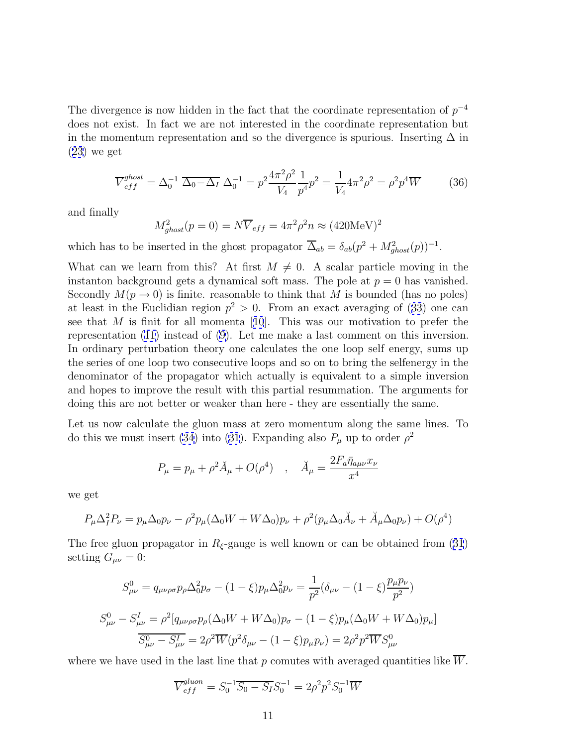The divergence is now hidden in the fact that the coordinate representation of $p^{-4}$ does not exist. In fact we are not interested in the coordinate representation but in the momentum representation and so the divergence is spurious. Inserting $\Delta$ in (23) we get

$$\overline{V}_{eff}^{ghost} = \Delta_0^{-1}\ \overline{\Delta_0 - \Delta_I}\ \Delta_0^{-1} = p^2 \frac{4\pi^2\rho^2}{V_4}\frac{1}{p^4}p^2 = \frac{1}{V_4}4\pi^2\rho^2 = \rho^2 p^4 \overline{W} \tag{36}$$

and finally

$$M_{ghost}^2(p=0) = N\overline{V}_{eff} = 4\pi^2\rho^2 n \approx (420\text{MeV})^2$$

which has to be inserted in the ghost propagator $\overline{\Delta}_{ab} = \delta_{ab}(p^2 + M_{ghost}^2(p))^{-1}$.

What can we learn from this? At first $M \neq 0$. A scalar particle moving in the instanton background gets a dynamical soft mass. The pole at $p = 0$ has vanished. Secondly $M(p \to 0)$ is finite. reasonable to think that $M$ is bounded (has no poles) at least in the Euclidian region $p^2 > 0$. From an exact averaging of (33) one can see that $M$ is finit for all momenta [10]. This was our motivation to prefer the representation (11) instead of (9). Let me make a last comment on this inversion. In ordinary perturbation theory one calculates the one loop self energy, sums up the series of one loop two consecutive loops and so on to bring the selfenergy in the denominator of the propagator which actually is equivalent to a simple inversion and hopes to improve the result with this partial resummation. The arguments for doing this are not better or weaker than here - they are essentially the same.

Let us now calculate the gluon mass at zero momentum along the same lines. To do this we must insert (34) into (31). Expanding also $P_\mu$ up to order $\rho^2$

$$P_\mu = p_\mu + \rho^2 \breve{A}_\mu + O(\rho^4) \quad , \quad \breve{A}_\mu = \frac{2F_a \bar{\eta}_{a\mu\nu} x_\nu}{x^4}$$

we get

$$P_\mu \Delta_I^2 P_\nu = p_\mu \Delta_0 p_\nu - \rho^2 p_\mu(\Delta_0 W + W\Delta_0)p_\nu + \rho^2(p_\mu \Delta_0 \breve{A}_\nu + \breve{A}_\mu \Delta_0 p_\nu) + O(\rho^4)$$

The free gluon propagator in $R_\xi$-gauge is well known or can be obtained from (31) setting $G_{\mu\nu} = 0$:

$$S_{\mu\nu}^0 = q_{\mu\nu\rho\sigma} p_\rho \Delta_0^2 p_\sigma - (1-\xi) p_\mu \Delta_0^2 p_\nu = \frac{1}{p^2}(\delta_{\mu\nu} - (1-\xi)\frac{p_\mu p_\nu}{p^2})$$

$$S_{\mu\nu}^0 - S_{\mu\nu}^I = \rho^2[q_{\mu\nu\rho\sigma} p_\rho(\Delta_0 W + W\Delta_0)p_\sigma - (1-\xi)p_\mu(\Delta_0 W + W\Delta_0)p_\mu]$$

$$\overline{S_{\mu\nu}^0 - S_{\mu\nu}^I} = 2\rho^2 \overline{W}(p^2\delta_{\mu\nu} - (1-\xi)p_\mu p_\nu) = 2\rho^2 p^2 \overline{W} S_{\mu\nu}^0$$

where we have used in the last line that $p$ comutes with averaged quantities like $\overline{W}$.

$$\overline{V}_{eff}^{gluon} = S_0^{-1}\overline{S_0 - S_I}S_0^{-1} = 2\rho^2 p^2 S_0^{-1}\overline{W}$$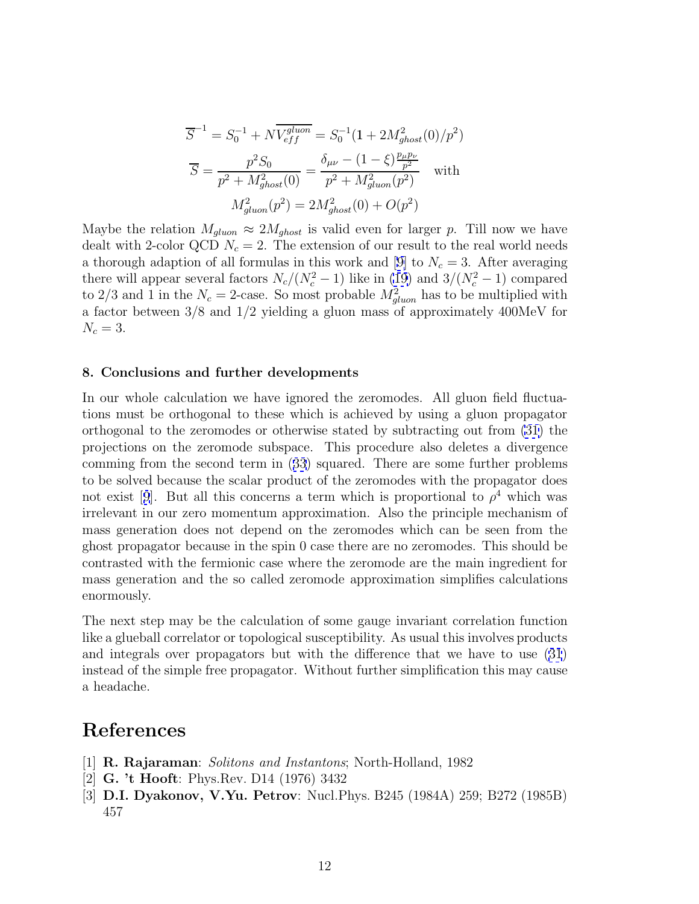$$\overline{S}^{-1} = S_0^{-1} + N\overline{V_{eff}^{gluon}} = S_0^{-1}(\mathbf{1} + 2M_{ghost}^2(0)/p^2)$$

$$\overline{S} = \frac{p^2 S_0}{p^2 + M_{ghost}^2(0)} = \frac{\delta_{\mu\nu} - (1-\xi)\frac{p_\mu p_\nu}{p^2}}{p^2 + M_{gluon}^2(p^2)} \quad \text{with}$$

$$M_{gluon}^2(p^2) = 2M_{ghost}^2(0) + O(p^2)$$

Maybe the relation $M_{gluon} \approx 2M_{ghost}$ is valid even for larger $p$. Till now we have dealt with 2-color QCD $N_c = 2$. The extension of our result to the real world needs a thorough adaption of all formulas in this work and [9] to $N_c = 3$. After averaging there will appear several factors $N_c/(N_c^2 - 1)$ like in (19) and $3/(N_c^2 - 1)$ compared to $2/3$ and $1$ in the $N_c = 2$-case. So most probable $M_{gluon}^2$ has to be multiplied with a factor between $3/8$ and $1/2$ yielding a gluon mass of approximately 400MeV for $N_c = 3$.

### 8. Conclusions and further developments

In our whole calculation we have ignored the zeromodes. All gluon field fluctuations must be orthogonal to these which is achieved by using a gluon propagator orthogonal to the zeromodes or otherwise stated by subtracting out from (31) the projections on the zeromode subspace. This procedure also deletes a divergence comming from the second term in (33) squared. There are some further problems to be solved because the scalar product of the zeromodes with the propagator does not exist [9]. But all this concerns a term which is proportional to $\rho^4$ which was irrelevant in our zero momentum approximation. Also the principle mechanism of mass generation does not depend on the zeromodes which can be seen from the ghost propagator because in the spin 0 case there are no zeromodes. This should be contrasted with the fermionic case where the zeromode are the main ingredient for mass generation and the so called zeromode approximation simplifies calculations enormously.

The next step may be the calculation of some gauge invariant correlation function like a glueball correlator or topological susceptibility. As usual this involves products and integrals over propagators but with the difference that we have to use (31) instead of the simple free propagator. Without further simplification this may cause a headache.

# References

[1] **R. Rajaraman**: *Solitons and Instantons*; North-Holland, 1982

[2] **G. 't Hooft**: Phys.Rev. D14 (1976) 3432

[3] **D.I. Dyakonov, V.Yu. Petrov**: Nucl.Phys. B245 (1984A) 259; B272 (1985B) 457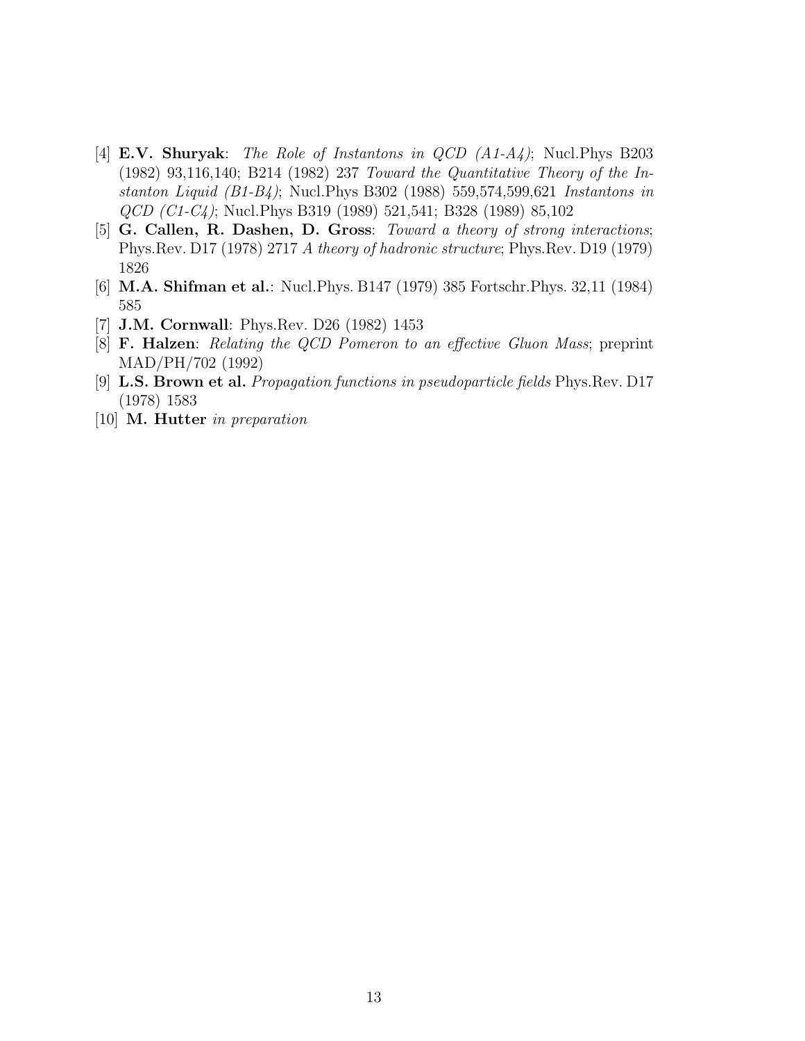[4] **E.V. Shuryak**: *The Role of Instantons in QCD (A1-A4)*; Nucl.Phys B203 (1982) 93,116,140; B214 (1982) 237 *Toward the Quantitative Theory of the Instanton Liquid (B1-B4)*; Nucl.Phys B302 (1988) 559,574,599,621 *Instantons in QCD (C1-C4)*; Nucl.Phys B319 (1989) 521,541; B328 (1989) 85,102

[5] **G. Callen, R. Dashen, D. Gross**: *Toward a theory of strong interactions*; Phys.Rev. D17 (1978) 2717 *A theory of hadronic structure*; Phys.Rev. D19 (1979) 1826

[6] **M.A. Shifman et al.**: Nucl.Phys. B147 (1979) 385 Fortschr.Phys. 32,11 (1984) 585

[7] **J.M. Cornwall**: Phys.Rev. D26 (1982) 1453

[8] **F. Halzen**: *Relating the QCD Pomeron to an effective Gluon Mass*; preprint MAD/PH/702 (1992)

[9] **L.S. Brown et al.** *Propagation functions in pseudoparticle fields* Phys.Rev. D17 (1978) 1583

[10] **M. Hutter** *in preparation*